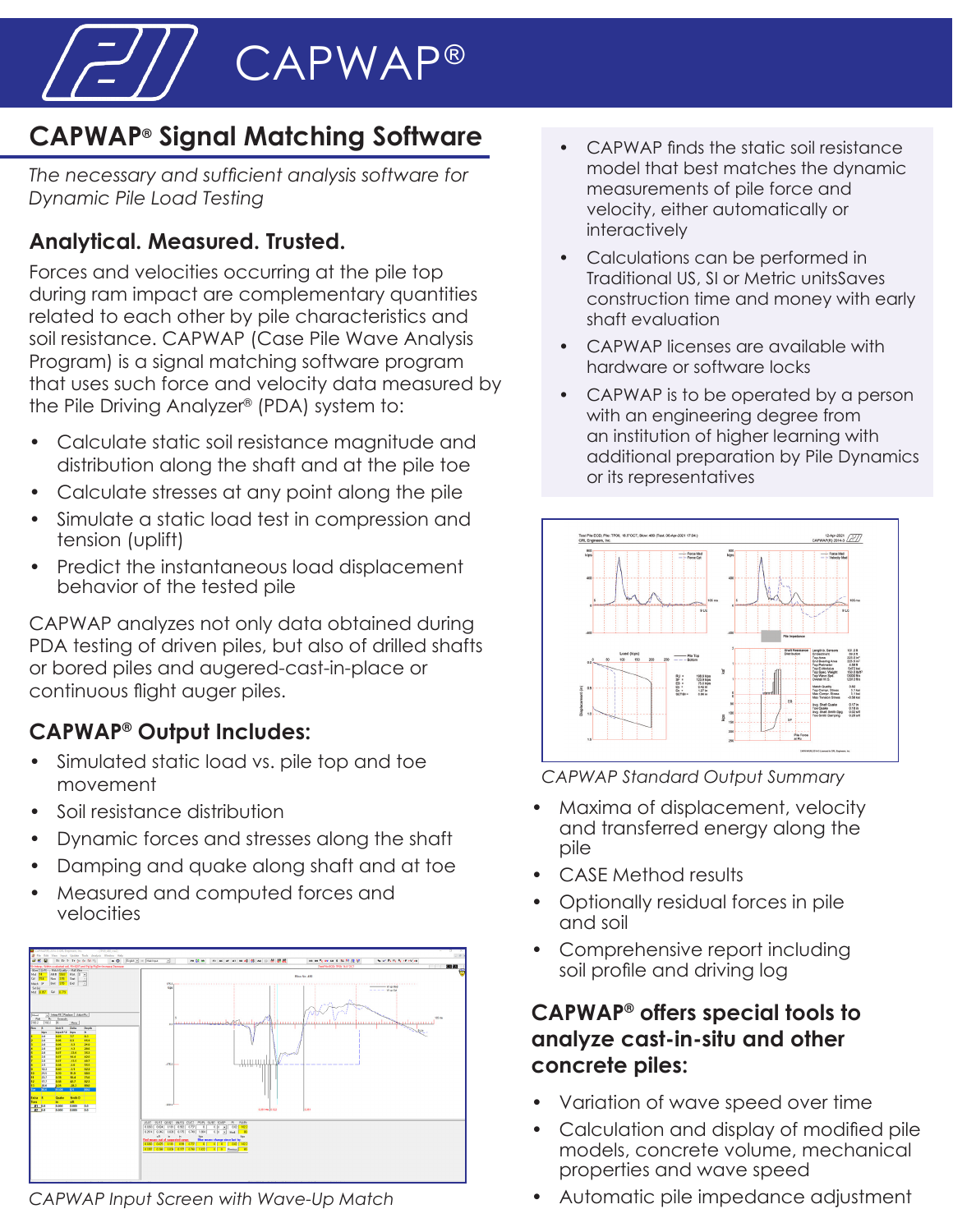# CAPWAP®

## CAPWAP® Signal Matching Software

*The necessary and sufficient analysis software for Dynamic Pile Load Testing*

### Analytical. Measured. Trusted.

Forces and velocities occurring at the pile top during ram impact are complementary quantities related to each other by pile characteristics and soil resistance. CAPWAP (Case Pile Wave Analysis Program) is a signal matching software program that uses such force and velocity data measured by the Pile Driving Analyzer® (PDA) system to:

- Calculate static soil resistance magnitude and distribution along the shaft and at the pile toe
- Calculate stresses at any point along the pile
- Simulate a static load test in compression and tension (uplift)
- Predict the instantaneous load displacement behavior of the tested pile

CAPWAP analyzes not only data obtained during PDA testing of driven piles, but also of drilled shafts or bored piles and augered-cast-in-place or continuous flight auger piles.

### CAPWAP® Output Includes:

- Simulated static load vs. pile top and toe movement
- Soil resistance distribution
- Dynamic forces and stresses along the shaft
- Damping and quake along shaft and at toe
- Measured and computed forces and velocities

*CAPWAP Input Screen with Wave-Up Match*

- CAPWAP finds the static soil resistance model that best matches the dynamic measurements of pile force and velocity, either automatically or interactively
- Calculations can be performed in Traditional US, SI or Metric unitsSaves construction time and money with early shaft evaluation
- CAPWAP licenses are available with hardware or software locks
- CAPWAP is to be operated by a person with an engineering degree from an institution of higher learning with additional preparation by Pile Dynamics or its representatives

*CAPWAP Standard Output Summary*

- Maxima of displacement, velocity and transferred energy along the pile
- CASE Method results
- Optionally residual forces in pile and soil
- Comprehensive report including soil profile and driving log

### CAPWAP® offers special tools to analyze cast-in-situ and other concrete piles:

- Variation of wave speed over time
- Calculation and display of modified pile models, concrete volume, mechanical properties and wave speed
- Automatic pile impedance adjustment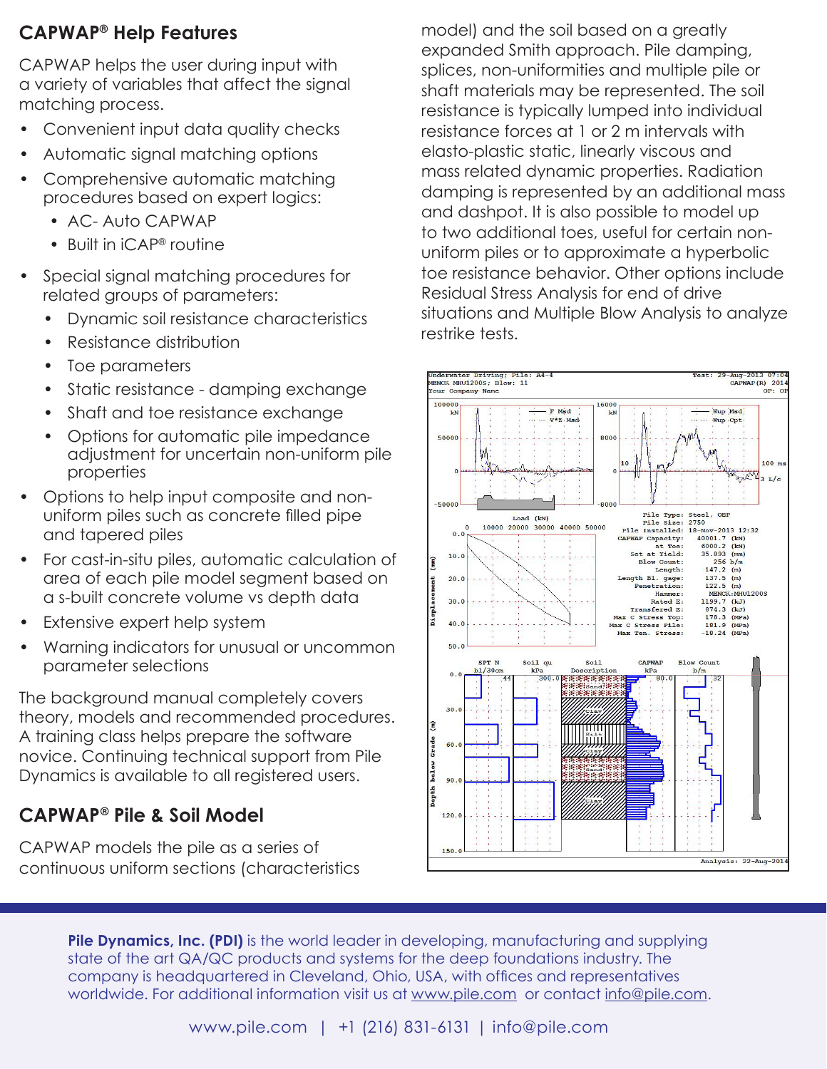## CAPWAP® Help Features

CAPWAP helps the user during input with a variety of variables that affect the signal matching process.

- Convenient input data quality checks
- Automatic signal matching options
- Comprehensive automatic matching procedures based on expert logics:
  - AC- Auto CAPWAP
  - Built in iCAP® routine
- Special signal matching procedures for related groups of parameters:
  - Dynamic soil resistance characteristics
  - Resistance distribution
  - Toe parameters
  - Static resistance - damping exchange
  - Shaft and toe resistance exchange
  - Options for automatic pile impedance adjustment for uncertain non-uniform pile properties
- Options to help input composite and non-uniform piles such as concrete filled pipe and tapered piles
- For cast-in-situ piles, automatic calculation of area of each pile model segment based on a s-built concrete volume vs depth data
- Extensive expert help system
- Warning indicators for unusual or uncommon parameter selections

The background manual completely covers theory, models and recommended procedures. A training class helps prepare the software novice. Continuing technical support from Pile Dynamics is available to all registered users.

## CAPWAP® Pile & Soil Model

CAPWAP models the pile as a series of continuous uniform sections (characteristics model) and the soil based on a greatly expanded Smith approach. Pile damping, splices, non-uniformities and multiple pile or shaft materials may be represented. The soil resistance is typically lumped into individual resistance forces at 1 or 2 m intervals with elasto-plastic static, linearly viscous and mass related dynamic properties. Radiation damping is represented by an additional mass and dashpot. It is also possible to model up to two additional toes, useful for certain non-uniform piles or to approximate a hyperbolic toe resistance behavior. Other options include Residual Stress Analysis for end of drive situations and Multiple Blow Analysis to analyze restrike tests.

Underwater Driving; Pile: A4-4
MENCK MHU1200S; Blow: 11
Your Company Name
Test: 29-Aug-2013 07:04
CAPWAP(R) 2014
OP: OF

100000 kN
50000
0
-50000
F Msd
V*Z Msd

16000 kN
8000
0
-8000
10
100 ms
3 L/c
Wup Msd
Wup Cpt

Load (kN)
0 10000 20000 30000 40000 50000
Displacement (mm)
0.0
10.0
20.0
30.0
40.0
50.0

Pile Type: Steel, OEP
Pile Size: 2750
Pile Installed: 18-Nov-2013 12:32
CAPWAP Capacity: 40001.7 (kN)
at Toe: 6000.2 (kN)
Set at Yield: 35.893 (mm)
Blow Count: 256 b/m
Length: 147.2 (m)
Length Bl. gage: 137.5 (m)
Penetration: 122.5 (m)
Hammer: MENCK:MHU1200S
Rated E: 1199.7 (kJ)
Transfered E: 874.3 (kJ)
Max C Stress Top: 178.3 (MPa)
Max C Stress Pile: 181.9 (MPa)
Max Ten. Stress: -18.24 (MPa)

SPT N bl/30cm
44
Soil qu kPa
300.0
Soil Description
Sand
Clay
Silt
Clay
Sand
Clay
CAPWAP kPa
80.0
Blow Count b/m
32
Depth below Grade (m)
0.0
30.0
60.0
90.0
120.0
150.0

Analysis: 22-Aug-2014

**Pile Dynamics, Inc. (PDI)** is the world leader in developing, manufacturing and supplying state of the art QA/QC products and systems for the deep foundations industry. The company is headquartered in Cleveland, Ohio, USA, with offices and representatives worldwide. For additional information visit us at www.pile.com or contact info@pile.com.

www.pile.com | +1 (216) 831-6131 | info@pile.com